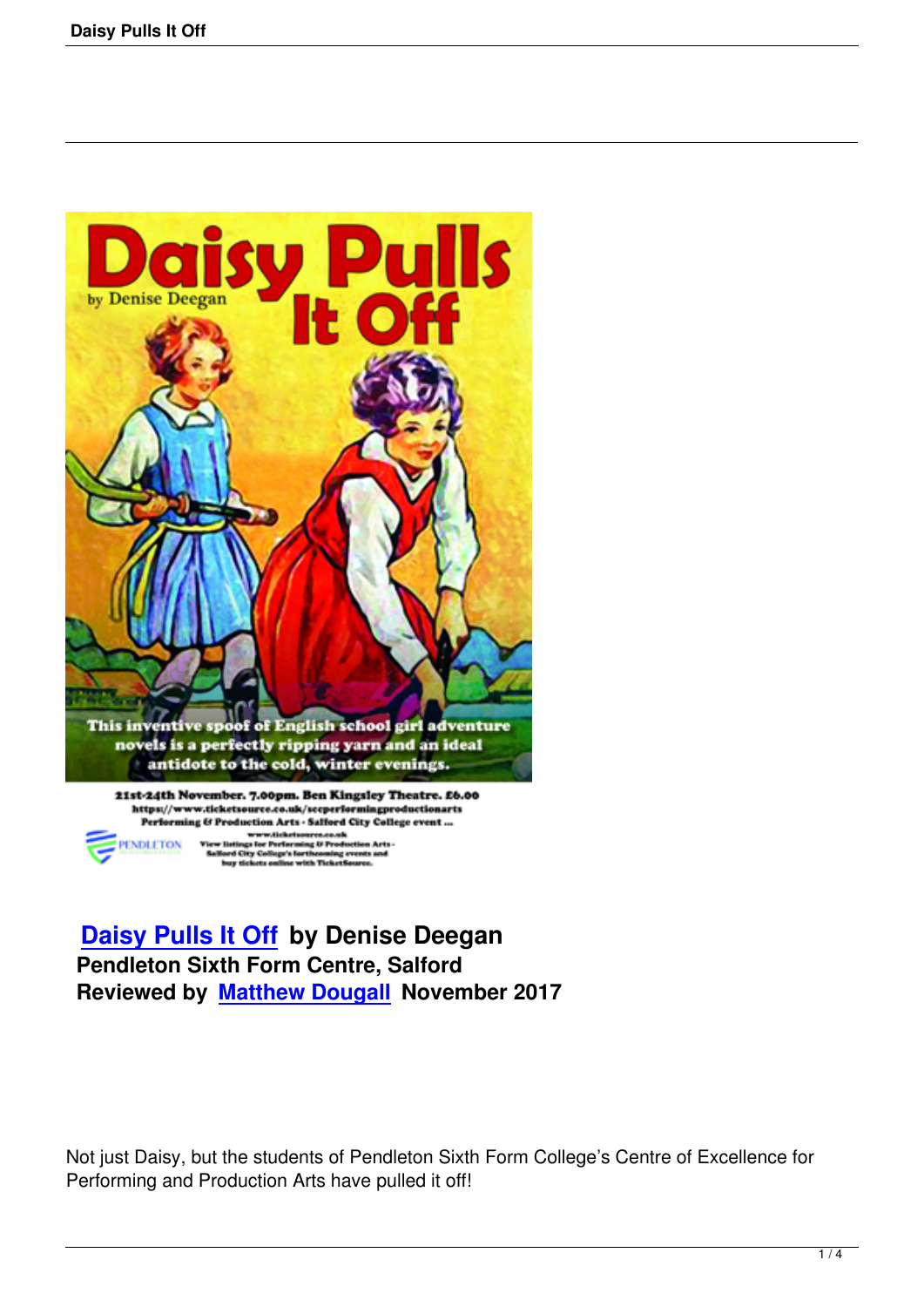**Daisy Pulls It Off** by Denise Deegan
**Pendleton Sixth Form Centre, Salford**
**Reviewed by Matthew Dougall November 2017**

Not just Daisy, but the students of Pendleton Sixth Form College's Centre of Excellence for Performing and Production Arts have pulled it off!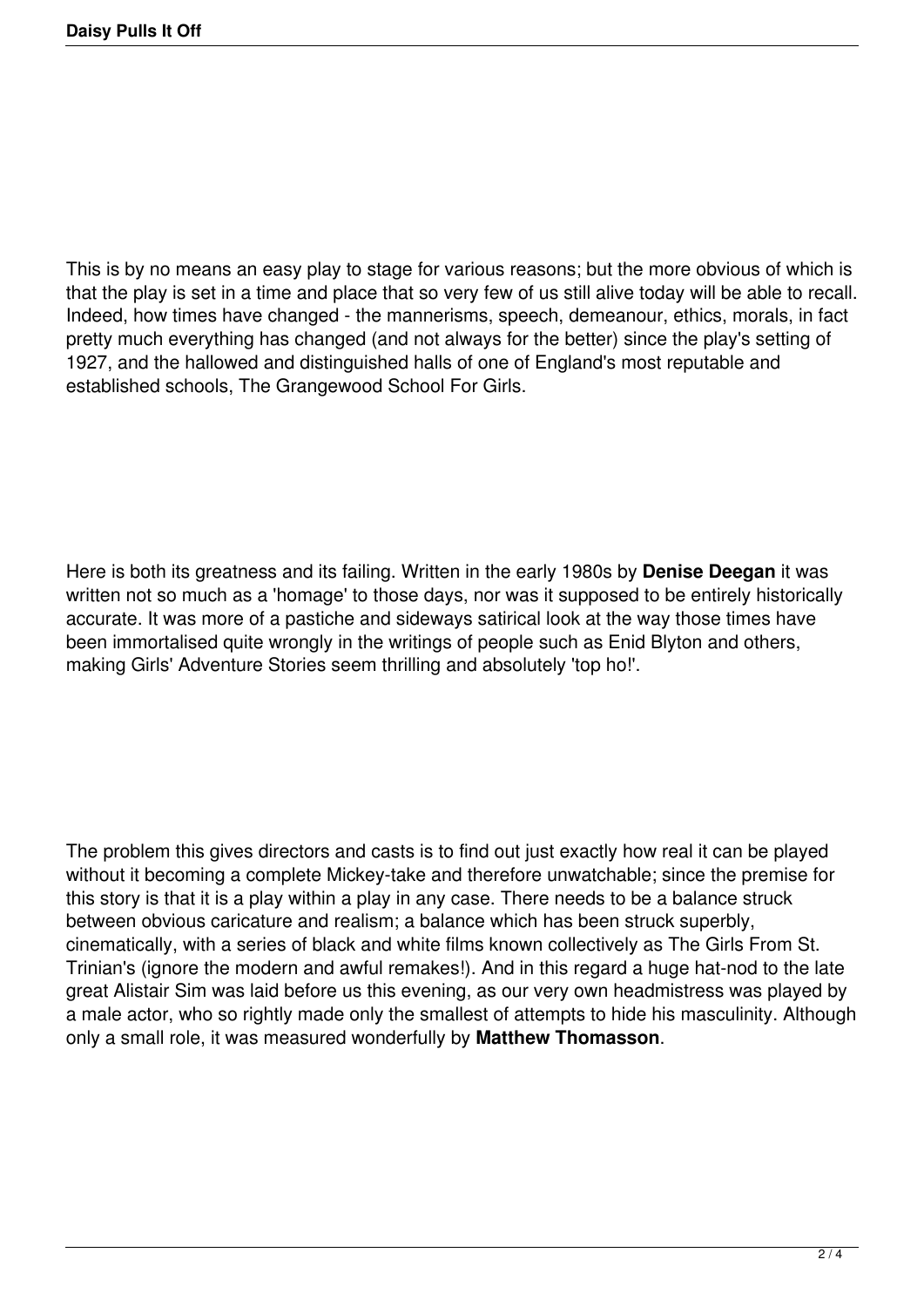This is by no means an easy play to stage for various reasons; but the more obvious of which is that the play is set in a time and place that so very few of us still alive today will be able to recall. Indeed, how times have changed - the mannerisms, speech, demeanour, ethics, morals, in fact pretty much everything has changed (and not always for the better) since the play's setting of 1927, and the hallowed and distinguished halls of one of England's most reputable and established schools, The Grangewood School For Girls.

Here is both its greatness and its failing. Written in the early 1980s by **Denise Deegan** it was written not so much as a 'homage' to those days, nor was it supposed to be entirely historically accurate. It was more of a pastiche and sideways satirical look at the way those times have been immortalised quite wrongly in the writings of people such as Enid Blyton and others, making Girls' Adventure Stories seem thrilling and absolutely 'top ho!'.

The problem this gives directors and casts is to find out just exactly how real it can be played without it becoming a complete Mickey-take and therefore unwatchable; since the premise for this story is that it is a play within a play in any case. There needs to be a balance struck between obvious caricature and realism; a balance which has been struck superbly, cinematically, with a series of black and white films known collectively as The Girls From St. Trinian's (ignore the modern and awful remakes!). And in this regard a huge hat-nod to the late great Alistair Sim was laid before us this evening, as our very own headmistress was played by a male actor, who so rightly made only the smallest of attempts to hide his masculinity. Although only a small role, it was measured wonderfully by **Matthew Thomasson**.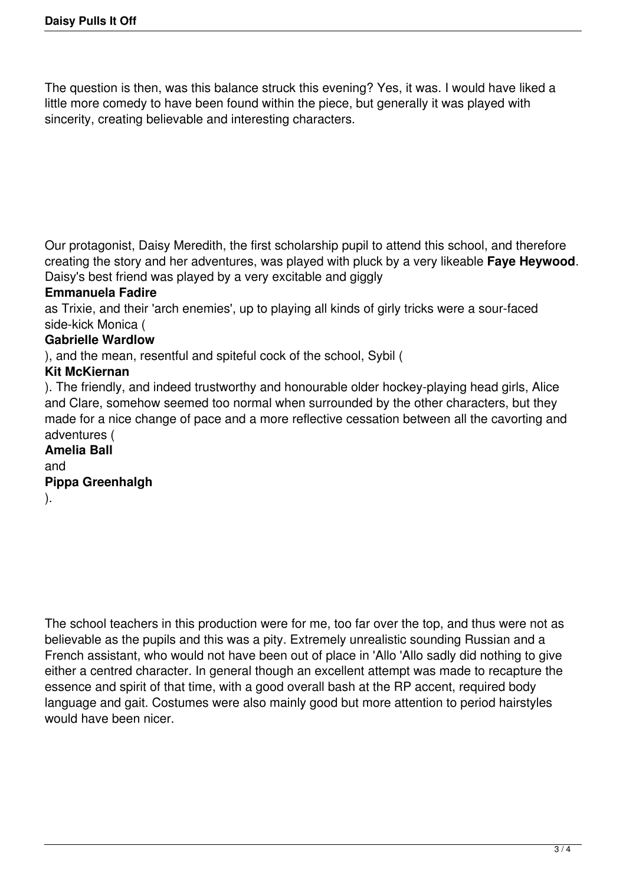The question is then, was this balance struck this evening? Yes, it was. I would have liked a little more comedy to have been found within the piece, but generally it was played with sincerity, creating believable and interesting characters.

Our protagonist, Daisy Meredith, the first scholarship pupil to attend this school, and therefore creating the story and her adventures, was played with pluck by a very likeable **Faye Heywood**. Daisy's best friend was played by a very excitable and giggly **Emmanuela Fadire** as Trixie, and their 'arch enemies', up to playing all kinds of girly tricks were a sour-faced side-kick Monica (**Gabrielle Wardlow**), and the mean, resentful and spiteful cock of the school, Sybil (**Kit McKiernan**). The friendly, and indeed trustworthy and honourable older hockey-playing head girls, Alice and Clare, somehow seemed too normal when surrounded by the other characters, but they made for a nice change of pace and a more reflective cessation between all the cavorting and adventures (**Amelia Ball** and **Pippa Greenhalgh**).

The school teachers in this production were for me, too far over the top, and thus were not as believable as the pupils and this was a pity. Extremely unrealistic sounding Russian and a French assistant, who would not have been out of place in 'Allo 'Allo sadly did nothing to give either a centred character. In general though an excellent attempt was made to recapture the essence and spirit of that time, with a good overall bash at the RP accent, required body language and gait. Costumes were also mainly good but more attention to period hairstyles would have been nicer.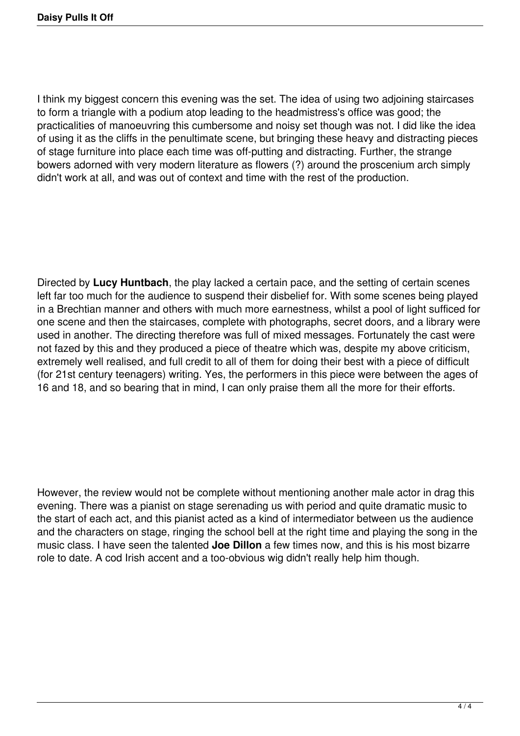I think my biggest concern this evening was the set. The idea of using two adjoining staircases to form a triangle with a podium atop leading to the headmistress's office was good; the practicalities of manoeuvring this cumbersome and noisy set though was not. I did like the idea of using it as the cliffs in the penultimate scene, but bringing these heavy and distracting pieces of stage furniture into place each time was off-putting and distracting. Further, the strange bowers adorned with very modern literature as flowers (?) around the proscenium arch simply didn't work at all, and was out of context and time with the rest of the production.

Directed by **Lucy Huntbach**, the play lacked a certain pace, and the setting of certain scenes left far too much for the audience to suspend their disbelief for. With some scenes being played in a Brechtian manner and others with much more earnestness, whilst a pool of light sufficed for one scene and then the staircases, complete with photographs, secret doors, and a library were used in another. The directing therefore was full of mixed messages. Fortunately the cast were not fazed by this and they produced a piece of theatre which was, despite my above criticism, extremely well realised, and full credit to all of them for doing their best with a piece of difficult (for 21st century teenagers) writing. Yes, the performers in this piece were between the ages of 16 and 18, and so bearing that in mind, I can only praise them all the more for their efforts.

However, the review would not be complete without mentioning another male actor in drag this evening. There was a pianist on stage serenading us with period and quite dramatic music to the start of each act, and this pianist acted as a kind of intermediator between us the audience and the characters on stage, ringing the school bell at the right time and playing the song in the music class. I have seen the talented **Joe Dillon** a few times now, and this is his most bizarre role to date. A cod Irish accent and a too-obvious wig didn't really help him though.